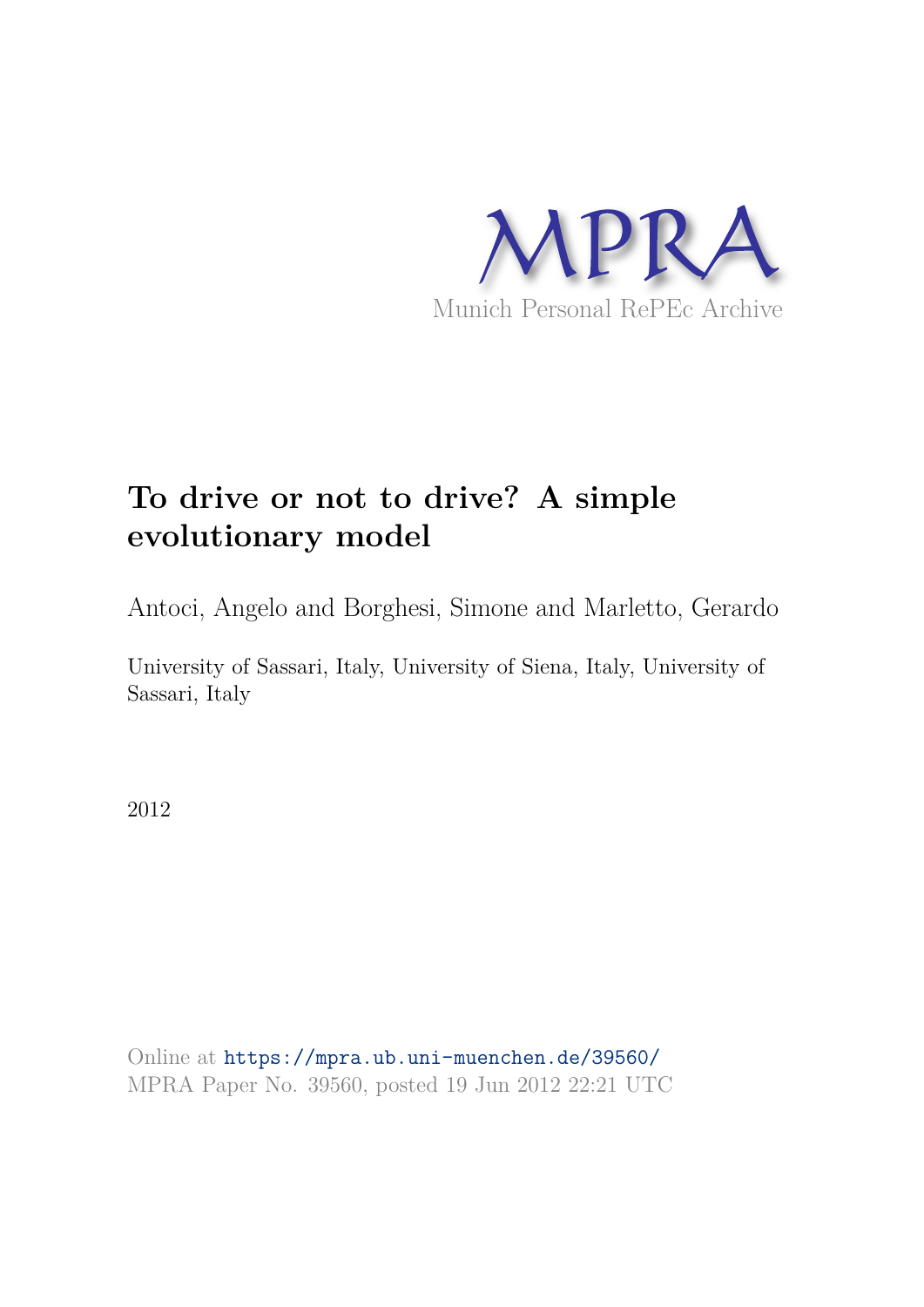MPRA

Munich Personal RePEc Archive

# To drive or not to drive? A simple evolutionary model

Antoci, Angelo and Borghesi, Simone and Marletto, Gerardo

University of Sassari, Italy, University of Siena, Italy, University of Sassari, Italy

2012

Online at https://mpra.ub.uni-muenchen.de/39560/
MPRA Paper No. 39560, posted 19 Jun 2012 22:21 UTC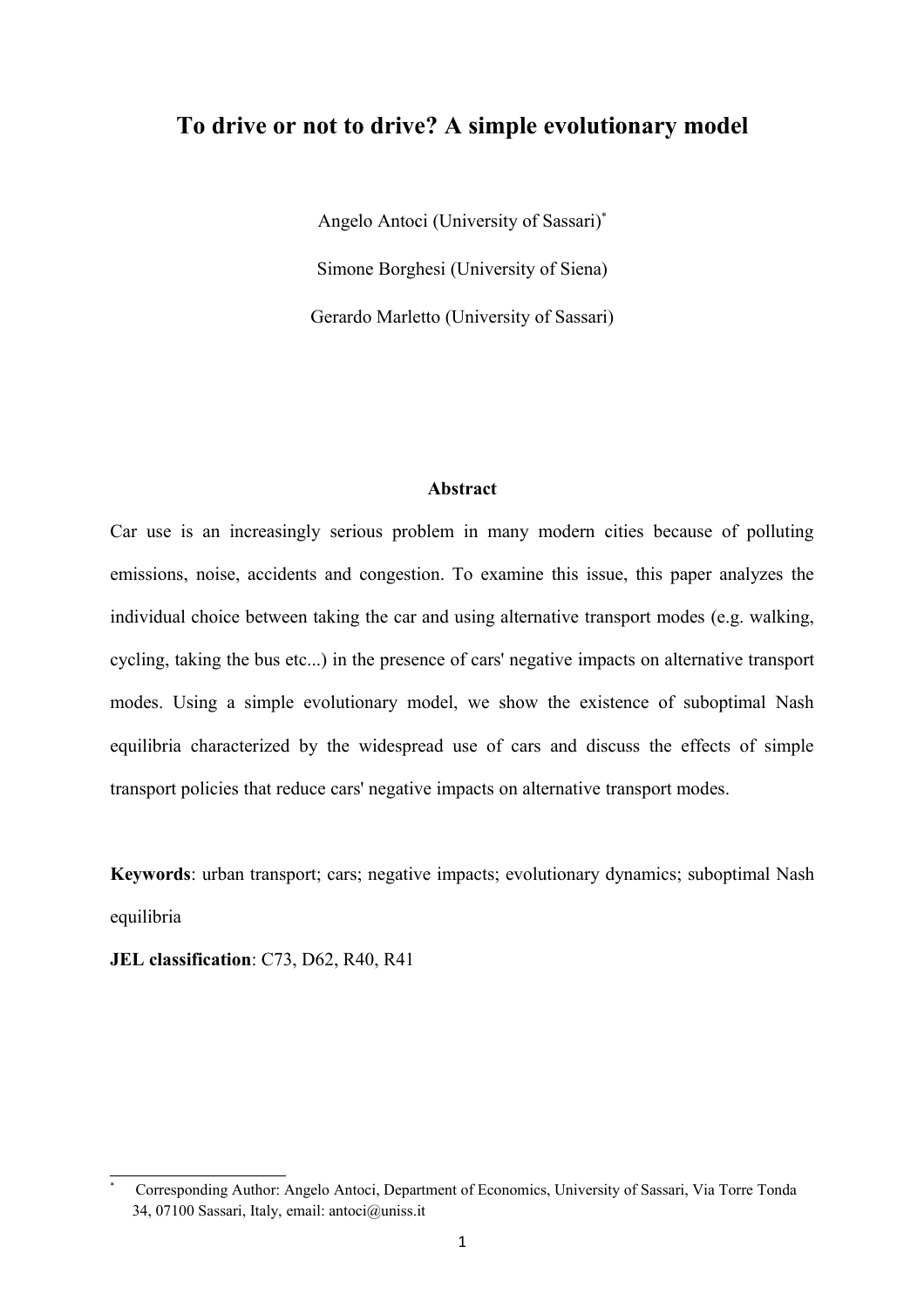# To drive or not to drive? A simple evolutionary model

Angelo Antoci (University of Sassari)[*]

Simone Borghesi (University of Siena)

Gerardo Marletto (University of Sassari)

**Abstract**

Car use is an increasingly serious problem in many modern cities because of polluting emissions, noise, accidents and congestion. To examine this issue, this paper analyzes the individual choice between taking the car and using alternative transport modes (e.g. walking, cycling, taking the bus etc...) in the presence of cars' negative impacts on alternative transport modes. Using a simple evolutionary model, we show the existence of suboptimal Nash equilibria characterized by the widespread use of cars and discuss the effects of simple transport policies that reduce cars' negative impacts on alternative transport modes.

**Keywords**: urban transport; cars; negative impacts; evolutionary dynamics; suboptimal Nash equilibria

**JEL classification**: C73, D62, R40, R41

---

[*] Corresponding Author: Angelo Antoci, Department of Economics, University of Sassari, Via Torre Tonda 34, 07100 Sassari, Italy, email: antoci@uniss.it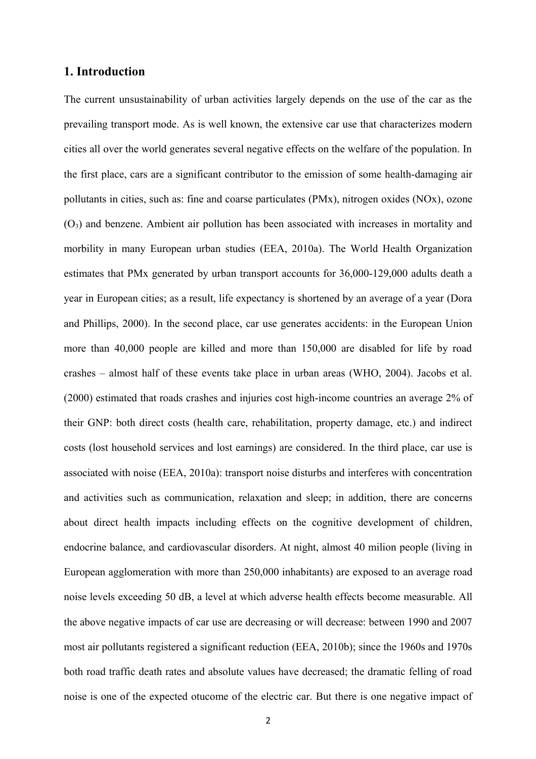## 1. Introduction

The current unsustainability of urban activities largely depends on the use of the car as the prevailing transport mode. As is well known, the extensive car use that characterizes modern cities all over the world generates several negative effects on the welfare of the population. In the first place, cars are a significant contributor to the emission of some health-damaging air pollutants in cities, such as: fine and coarse particulates (PMx), nitrogen oxides (NOx), ozone ($O_3$) and benzene. Ambient air pollution has been associated with increases in mortality and morbility in many European urban studies (EEA, 2010a). The World Health Organization estimates that PMx generated by urban transport accounts for 36,000-129,000 adults death a year in European cities; as a result, life expectancy is shortened by an average of a year (Dora and Phillips, 2000). In the second place, car use generates accidents: in the European Union more than 40,000 people are killed and more than 150,000 are disabled for life by road crashes – almost half of these events take place in urban areas (WHO, 2004). Jacobs et al. (2000) estimated that roads crashes and injuries cost high-income countries an average 2% of their GNP: both direct costs (health care, rehabilitation, property damage, etc.) and indirect costs (lost household services and lost earnings) are considered. In the third place, car use is associated with noise (EEA, 2010a): transport noise disturbs and interferes with concentration and activities such as communication, relaxation and sleep; in addition, there are concerns about direct health impacts including effects on the cognitive development of children, endocrine balance, and cardiovascular disorders. At night, almost 40 milion people (living in European agglomeration with more than 250,000 inhabitants) are exposed to an average road noise levels exceeding 50 dB, a level at which adverse health effects become measurable. All the above negative impacts of car use are decreasing or will decrease: between 1990 and 2007 most air pollutants registered a significant reduction (EEA, 2010b); since the 1960s and 1970s both road traffic death rates and absolute values have decreased; the dramatic felling of road noise is one of the expected otucome of the electric car. But there is one negative impact of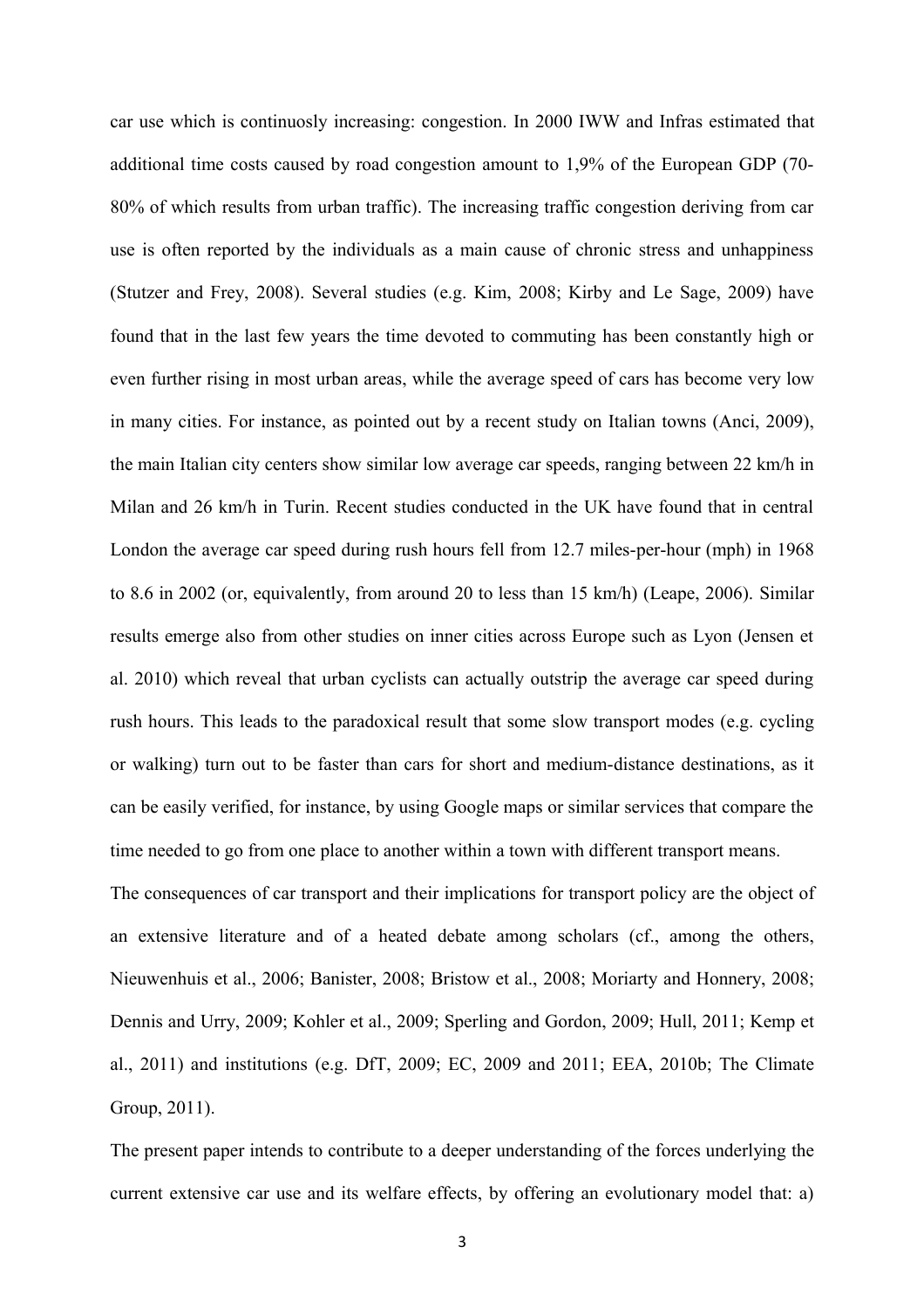car use which is continuosly increasing: congestion. In 2000 IWW and Infras estimated that additional time costs caused by road congestion amount to 1,9% of the European GDP (70-80% of which results from urban traffic). The increasing traffic congestion deriving from car use is often reported by the individuals as a main cause of chronic stress and unhappiness (Stutzer and Frey, 2008). Several studies (e.g. Kim, 2008; Kirby and Le Sage, 2009) have found that in the last few years the time devoted to commuting has been constantly high or even further rising in most urban areas, while the average speed of cars has become very low in many cities. For instance, as pointed out by a recent study on Italian towns (Anci, 2009), the main Italian city centers show similar low average car speeds, ranging between 22 km/h in Milan and 26 km/h in Turin. Recent studies conducted in the UK have found that in central London the average car speed during rush hours fell from 12.7 miles-per-hour (mph) in 1968 to 8.6 in 2002 (or, equivalently, from around 20 to less than 15 km/h) (Leape, 2006). Similar results emerge also from other studies on inner cities across Europe such as Lyon (Jensen et al. 2010) which reveal that urban cyclists can actually outstrip the average car speed during rush hours. This leads to the paradoxical result that some slow transport modes (e.g. cycling or walking) turn out to be faster than cars for short and medium-distance destinations, as it can be easily verified, for instance, by using Google maps or similar services that compare the time needed to go from one place to another within a town with different transport means.

The consequences of car transport and their implications for transport policy are the object of an extensive literature and of a heated debate among scholars (cf., among the others, Nieuwenhuis et al., 2006; Banister, 2008; Bristow et al., 2008; Moriarty and Honnery, 2008; Dennis and Urry, 2009; Kohler et al., 2009; Sperling and Gordon, 2009; Hull, 2011; Kemp et al., 2011) and institutions (e.g. DfT, 2009; EC, 2009 and 2011; EEA, 2010b; The Climate Group, 2011).

The present paper intends to contribute to a deeper understanding of the forces underlying the current extensive car use and its welfare effects, by offering an evolutionary model that: a)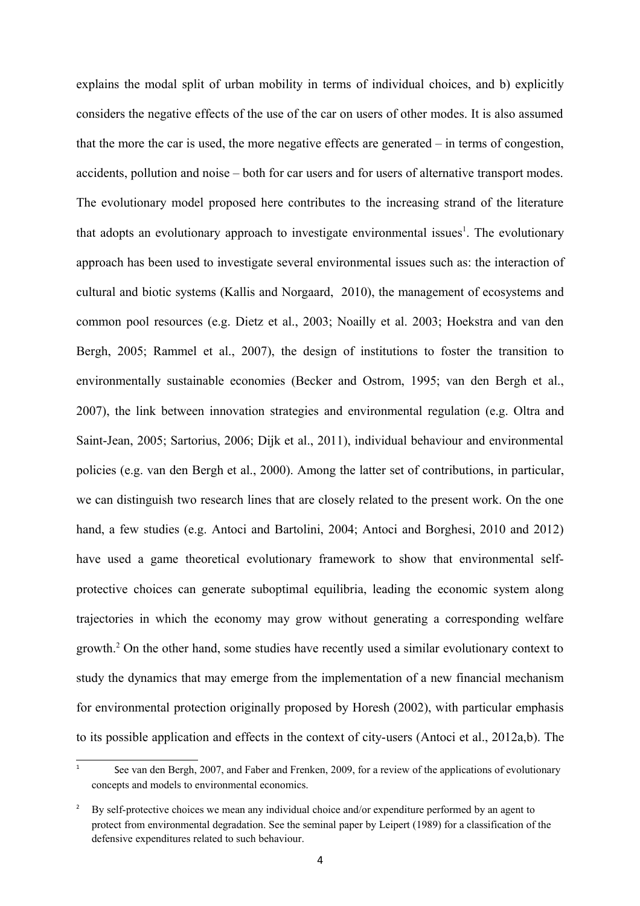explains the modal split of urban mobility in terms of individual choices, and b) explicitly considers the negative effects of the use of the car on users of other modes. It is also assumed that the more the car is used, the more negative effects are generated – in terms of congestion, accidents, pollution and noise – both for car users and for users of alternative transport modes. The evolutionary model proposed here contributes to the increasing strand of the literature that adopts an evolutionary approach to investigate environmental issues[1]. The evolutionary approach has been used to investigate several environmental issues such as: the interaction of cultural and biotic systems (Kallis and Norgaard, 2010), the management of ecosystems and common pool resources (e.g. Dietz et al., 2003; Noailly et al. 2003; Hoekstra and van den Bergh, 2005; Rammel et al., 2007), the design of institutions to foster the transition to environmentally sustainable economies (Becker and Ostrom, 1995; van den Bergh et al., 2007), the link between innovation strategies and environmental regulation (e.g. Oltra and Saint-Jean, 2005; Sartorius, 2006; Dijk et al., 2011), individual behaviour and environmental policies (e.g. van den Bergh et al., 2000). Among the latter set of contributions, in particular, we can distinguish two research lines that are closely related to the present work. On the one hand, a few studies (e.g. Antoci and Bartolini, 2004; Antoci and Borghesi, 2010 and 2012) have used a game theoretical evolutionary framework to show that environmental self-protective choices can generate suboptimal equilibria, leading the economic system along trajectories in which the economy may grow without generating a corresponding welfare growth.[2] On the other hand, some studies have recently used a similar evolutionary context to study the dynamics that may emerge from the implementation of a new financial mechanism for environmental protection originally proposed by Horesh (2002), with particular emphasis to its possible application and effects in the context of city-users (Antoci et al., 2012a,b). The

[1] See van den Bergh, 2007, and Faber and Frenken, 2009, for a review of the applications of evolutionary concepts and models to environmental economics.

[2] By self-protective choices we mean any individual choice and/or expenditure performed by an agent to protect from environmental degradation. See the seminal paper by Leipert (1989) for a classification of the defensive expenditures related to such behaviour.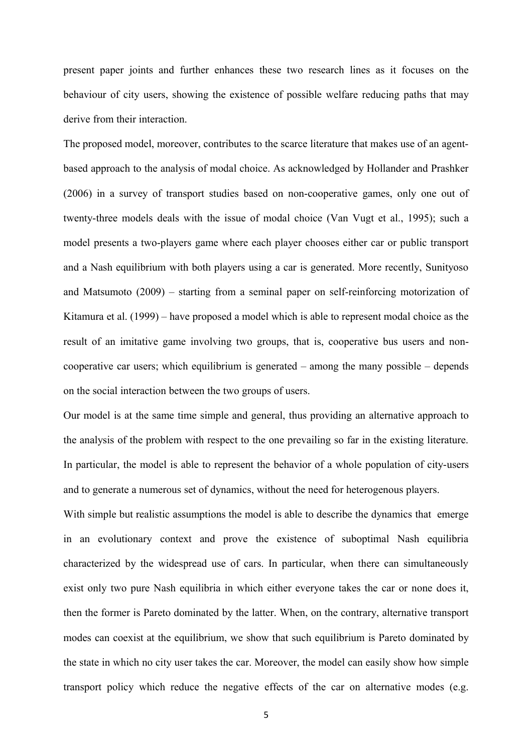present paper joints and further enhances these two research lines as it focuses on the behaviour of city users, showing the existence of possible welfare reducing paths that may derive from their interaction.

The proposed model, moreover, contributes to the scarce literature that makes use of an agent-based approach to the analysis of modal choice. As acknowledged by Hollander and Prashker (2006) in a survey of transport studies based on non-cooperative games, only one out of twenty-three models deals with the issue of modal choice (Van Vugt et al., 1995); such a model presents a two-players game where each player chooses either car or public transport and a Nash equilibrium with both players using a car is generated. More recently, Sunityoso and Matsumoto (2009) – starting from a seminal paper on self-reinforcing motorization of Kitamura et al. (1999) – have proposed a model which is able to represent modal choice as the result of an imitative game involving two groups, that is, cooperative bus users and non-cooperative car users; which equilibrium is generated – among the many possible – depends on the social interaction between the two groups of users.

Our model is at the same time simple and general, thus providing an alternative approach to the analysis of the problem with respect to the one prevailing so far in the existing literature. In particular, the model is able to represent the behavior of a whole population of city-users and to generate a numerous set of dynamics, without the need for heterogenous players.

With simple but realistic assumptions the model is able to describe the dynamics that emerge in an evolutionary context and prove the existence of suboptimal Nash equilibria characterized by the widespread use of cars. In particular, when there can simultaneously exist only two pure Nash equilibria in which either everyone takes the car or none does it, then the former is Pareto dominated by the latter. When, on the contrary, alternative transport modes can coexist at the equilibrium, we show that such equilibrium is Pareto dominated by the state in which no city user takes the car. Moreover, the model can easily show how simple transport policy which reduce the negative effects of the car on alternative modes (e.g.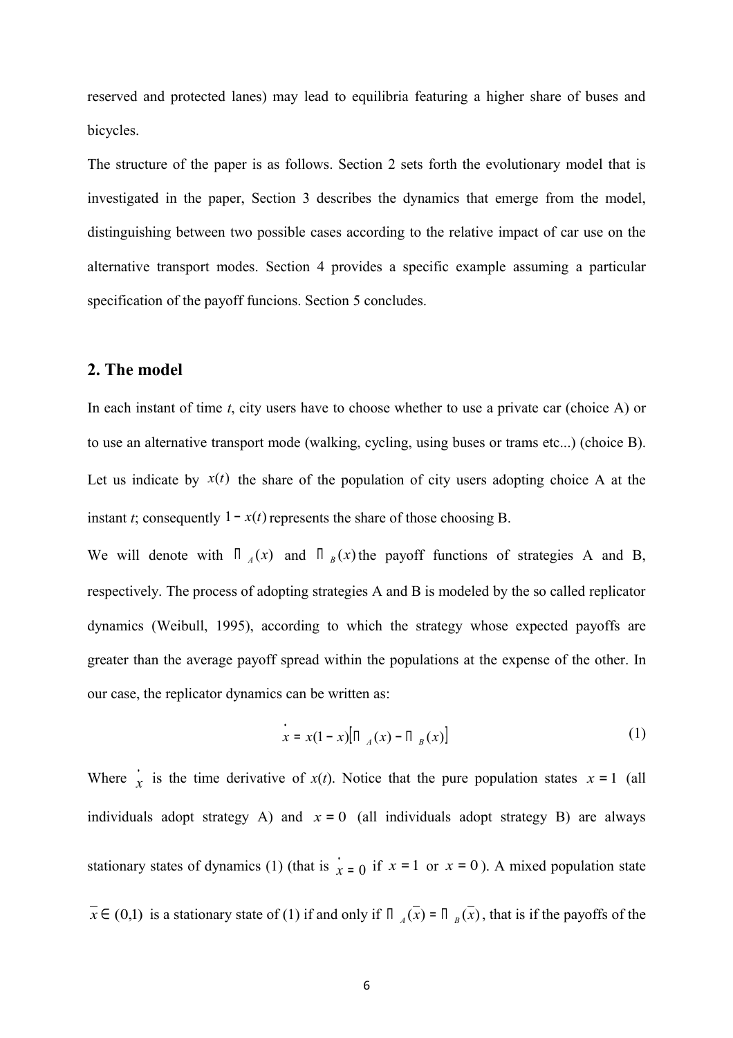reserved and protected lanes) may lead to equilibria featuring a higher share of buses and bicycles.

The structure of the paper is as follows. Section 2 sets forth the evolutionary model that is investigated in the paper, Section 3 describes the dynamics that emerge from the model, distinguishing between two possible cases according to the relative impact of car use on the alternative transport modes. Section 4 provides a specific example assuming a particular specification of the payoff funcions. Section 5 concludes.

## 2. The model

In each instant of time *t*, city users have to choose whether to use a private car (choice A) or to use an alternative transport mode (walking, cycling, using buses or trams etc...) (choice B). Let us indicate by $x(t)$ the share of the population of city users adopting choice A at the instant *t*; consequently $1 - x(t)$ represents the share of those choosing B.

We will denote with $\Pi_A(x)$ and $\Pi_B(x)$ the payoff functions of strategies A and B, respectively. The process of adopting strategies A and B is modeled by the so called replicator dynamics (Weibull, 1995), according to which the strategy whose expected payoffs are greater than the average payoff spread within the populations at the expense of the other. In our case, the replicator dynamics can be written as:

$$\dot{x} = x(1-x)\left[\Pi_A(x) - \Pi_B(x)\right] \tag{1}$$

Where $\dot{x}$ is the time derivative of *x*(*t*). Notice that the pure population states $x = 1$ (all individuals adopt strategy A) and $x = 0$ (all individuals adopt strategy B) are always stationary states of dynamics (1) (that is $\dot{x} = 0$ if $x = 1$ or $x = 0$). A mixed population state $\bar{x} \in (0,1)$ is a stationary state of (1) if and only if $\Pi_A(\bar{x}) = \Pi_B(\bar{x})$, that is if the payoffs of the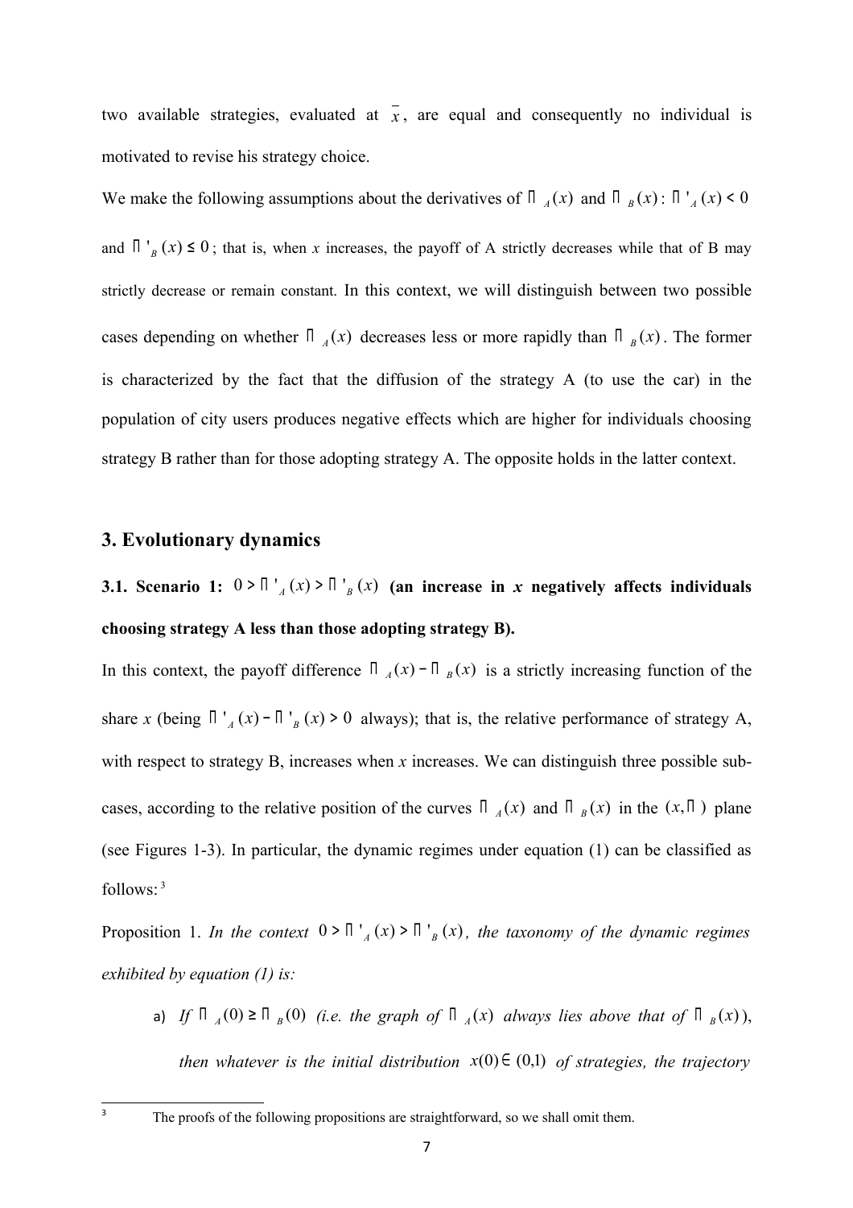two available strategies, evaluated at $\bar{x}$, are equal and consequently no individual is motivated to revise his strategy choice.

We make the following assumptions about the derivatives of $\Pi_A(x)$ and $\Pi_B(x)$: $\Pi'_A(x) < 0$ and $\Pi'_B(x) \leq 0$; that is, when $x$ increases, the payoff of A strictly decreases while that of B may strictly decrease or remain constant. In this context, we will distinguish between two possible cases depending on whether $\Pi_A(x)$ decreases less or more rapidly than $\Pi_B(x)$. The former is characterized by the fact that the diffusion of the strategy A (to use the car) in the population of city users produces negative effects which are higher for individuals choosing strategy B rather than for those adopting strategy A. The opposite holds in the latter context.

## 3. Evolutionary dynamics

### 3.1. Scenario 1: $0 > \Pi'_A(x) > \Pi'_B(x)$ (an increase in *x* negatively affects individuals choosing strategy A less than those adopting strategy B).

In this context, the payoff difference $\Pi_A(x) - \Pi_B(x)$ is a strictly increasing function of the share $x$ (being $\Pi'_A(x) - \Pi'_B(x) > 0$ always); that is, the relative performance of strategy A, with respect to strategy B, increases when $x$ increases. We can distinguish three possible sub-cases, according to the relative position of the curves $\Pi_A(x)$ and $\Pi_B(x)$ in the $(x, \Pi)$ plane (see Figures 1-3). In particular, the dynamic regimes under equation (1) can be classified as follows: [3]

Proposition 1. *In the context $0 > \Pi'_A(x) > \Pi'_B(x)$, the taxonomy of the dynamic regimes exhibited by equation (1) is:*

a) *If $\Pi_A(0) \geq \Pi_B(0)$ (i.e. the graph of $\Pi_A(x)$ always lies above that of $\Pi_B(x)$), then whatever is the initial distribution $x(0) \in (0,1)$ of strategies, the trajectory*

[3] The proofs of the following propositions are straightforward, so we shall omit them.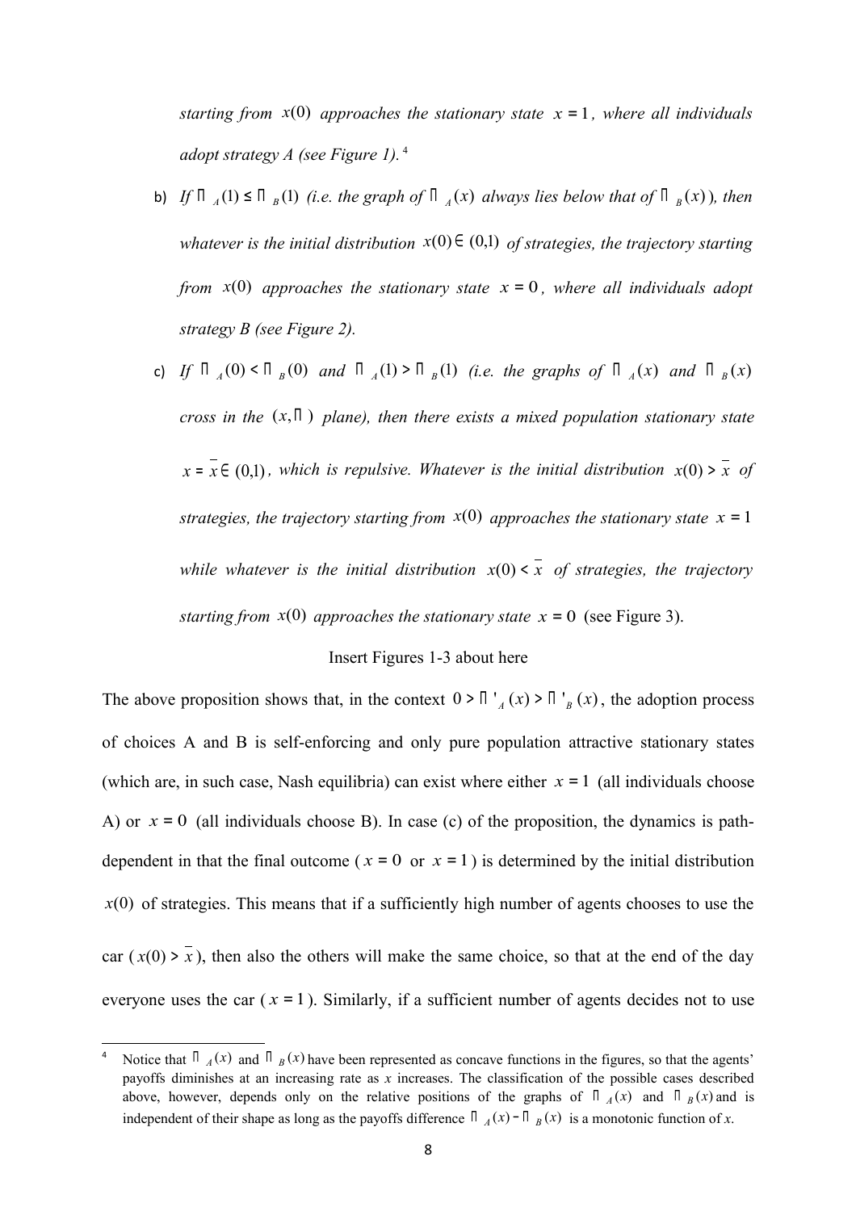*starting from $x(0)$ approaches the stationary state $x = 1$, where all individuals adopt strategy A (see Figure 1).*[4]

b) *If $\Pi_A(1) \leq \Pi_B(1)$ (i.e. the graph of $\Pi_A(x)$ always lies below that of $\Pi_B(x)$), then whatever is the initial distribution $x(0) \in (0,1)$ of strategies, the trajectory starting from $x(0)$ approaches the stationary state $x = 0$, where all individuals adopt strategy B (see Figure 2).*

c) *If $\Pi_A(0) < \Pi_B(0)$ and $\Pi_A(1) > \Pi_B(1)$ (i.e. the graphs of $\Pi_A(x)$ and $\Pi_B(x)$ cross in the $(x, \Pi)$ plane), then there exists a mixed population stationary state $x = \bar{x} \in (0,1)$, which is repulsive. Whatever is the initial distribution $x(0) > \bar{x}$ of strategies, the trajectory starting from $x(0)$ approaches the stationary state $x = 1$ while whatever is the initial distribution $x(0) < \bar{x}$ of strategies, the trajectory starting from $x(0)$ approaches the stationary state $x = 0$* (see Figure 3).

Insert Figures 1-3 about here

The above proposition shows that, in the context $0 > \Pi'_A(x) > \Pi'_B(x)$, the adoption process of choices A and B is self-enforcing and only pure population attractive stationary states (which are, in such case, Nash equilibria) can exist where either $x = 1$ (all individuals choose A) or $x = 0$ (all individuals choose B). In case (c) of the proposition, the dynamics is path-dependent in that the final outcome ($x = 0$ or $x = 1$) is determined by the initial distribution $x(0)$ of strategies. This means that if a sufficiently high number of agents chooses to use the car ($x(0) > \bar{x}$), then also the others will make the same choice, so that at the end of the day everyone uses the car ($x = 1$). Similarly, if a sufficient number of agents decides not to use

[4] Notice that $\Pi_A(x)$ and $\Pi_B(x)$ have been represented as concave functions in the figures, so that the agents' payoffs diminishes at an increasing rate as *x* increases. The classification of the possible cases described above, however, depends only on the relative positions of the graphs of $\Pi_A(x)$ and $\Pi_B(x)$ and is independent of their shape as long as the payoffs difference $\Pi_A(x) - \Pi_B(x)$ is a monotonic function of *x*.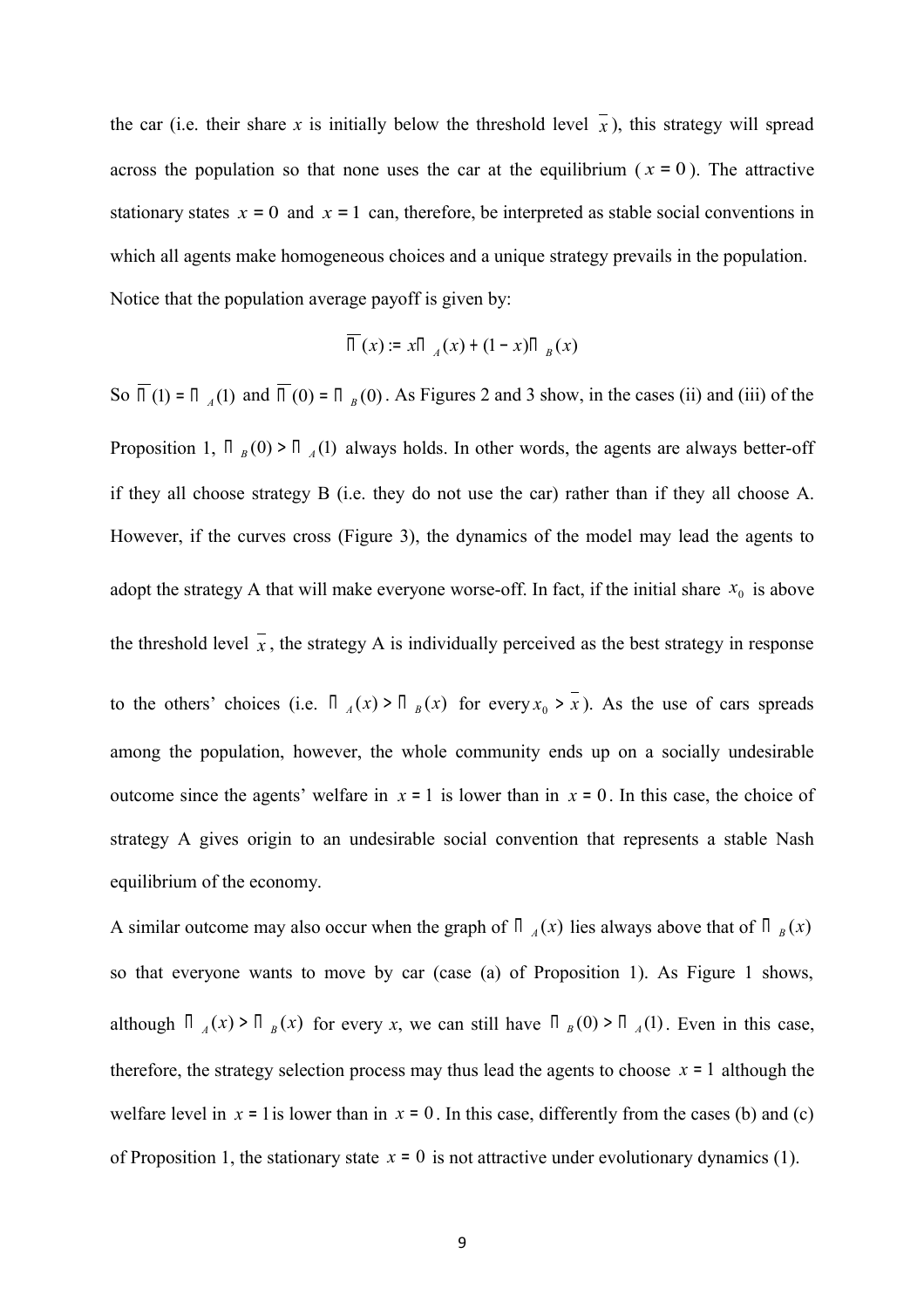the car (i.e. their share $x$ is initially below the threshold level $\bar{x}$), this strategy will spread across the population so that none uses the car at the equilibrium ($x = 0$). The attractive stationary states $x = 0$ and $x = 1$ can, therefore, be interpreted as stable social conventions in which all agents make homogeneous choices and a unique strategy prevails in the population. Notice that the population average payoff is given by:

$$\overline{\Pi}(x) := x\Pi_A(x) + (1 - x)\Pi_B(x)$$

So $\overline{\Pi}(1) = \Pi_A(1)$ and $\overline{\Pi}(0) = \Pi_B(0)$. As Figures 2 and 3 show, in the cases (ii) and (iii) of the Proposition 1, $\Pi_B(0) > \Pi_A(1)$ always holds. In other words, the agents are always better-off if they all choose strategy B (i.e. they do not use the car) rather than if they all choose A. However, if the curves cross (Figure 3), the dynamics of the model may lead the agents to adopt the strategy A that will make everyone worse-off. In fact, if the initial share $x_0$ is above the threshold level $\bar{x}$, the strategy A is individually perceived as the best strategy in response to the others' choices (i.e. $\Pi_A(x) > \Pi_B(x)$ for every $x_0 > \bar{x}$). As the use of cars spreads among the population, however, the whole community ends up on a socially undesirable outcome since the agents' welfare in $x = 1$ is lower than in $x = 0$. In this case, the choice of strategy A gives origin to an undesirable social convention that represents a stable Nash equilibrium of the economy.

A similar outcome may also occur when the graph of $\Pi_A(x)$ lies always above that of $\Pi_B(x)$ so that everyone wants to move by car (case (a) of Proposition 1). As Figure 1 shows, although $\Pi_A(x) > \Pi_B(x)$ for every $x$, we can still have $\Pi_B(0) > \Pi_A(1)$. Even in this case, therefore, the strategy selection process may thus lead the agents to choose $x = 1$ although the welfare level in $x = 1$ is lower than in $x = 0$. In this case, differently from the cases (b) and (c) of Proposition 1, the stationary state $x = 0$ is not attractive under evolutionary dynamics (1).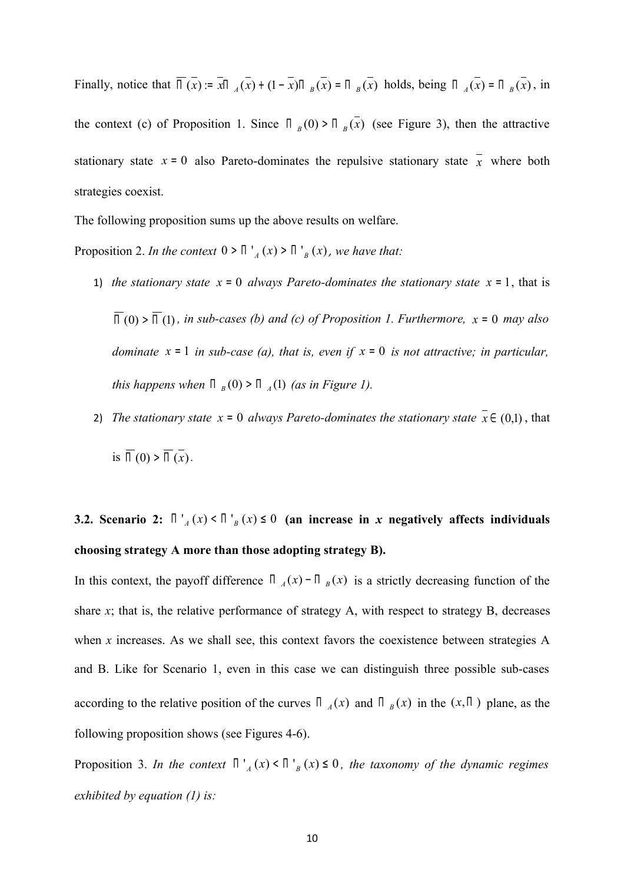Finally, notice that $\overline{\Pi}(\bar{x}) := \bar{x}\Pi_A(\bar{x}) + (1-\bar{x})\Pi_B(\bar{x}) = \Pi_B(\bar{x})$ holds, being $\Pi_A(\bar{x}) = \Pi_B(\bar{x})$, in the context (c) of Proposition 1. Since $\Pi_B(0) > \Pi_B(\bar{x})$ (see Figure 3), then the attractive stationary state $x = 0$ also Pareto-dominates the repulsive stationary state $\bar{x}$ where both strategies coexist.

The following proposition sums up the above results on welfare.

Proposition 2. *In the context* $0 > \Pi'_A(x) > \Pi'_B(x)$*, we have that:*

1) *the stationary state* $x = 0$ *always Pareto-dominates the stationary state* $x = 1$, that is $\overline{\Pi}(0) > \overline{\Pi}(1)$*, in sub-cases (b) and (c) of Proposition 1. Furthermore,* $x = 0$ *may also dominate* $x = 1$ *in sub-case (a), that is, even if* $x = 0$ *is not attractive; in particular, this happens when* $\Pi_B(0) > \Pi_A(1)$ *(as in Figure 1).*
2) *The stationary state* $x = 0$ *always Pareto-dominates the stationary state* $\bar{x} \in (0,1)$, that is $\overline{\Pi}(0) > \overline{\Pi}(\bar{x})$.

### 3.2. Scenario 2: $\Pi'_A(x) < \Pi'_B(x) \leq 0$ (an increase in *x* negatively affects individuals choosing strategy A more than those adopting strategy B).

In this context, the payoff difference $\Pi_A(x) - \Pi_B(x)$ is a strictly decreasing function of the share *x*; that is, the relative performance of strategy A, with respect to strategy B, decreases when *x* increases. As we shall see, this context favors the coexistence between strategies A and B. Like for Scenario 1, even in this case we can distinguish three possible sub-cases according to the relative position of the curves $\Pi_A(x)$ and $\Pi_B(x)$ in the $(x, \Pi)$ plane, as the following proposition shows (see Figures 4-6).

Proposition 3. *In the context* $\Pi'_A(x) < \Pi'_B(x) \leq 0$*, the taxonomy of the dynamic regimes exhibited by equation (1) is:*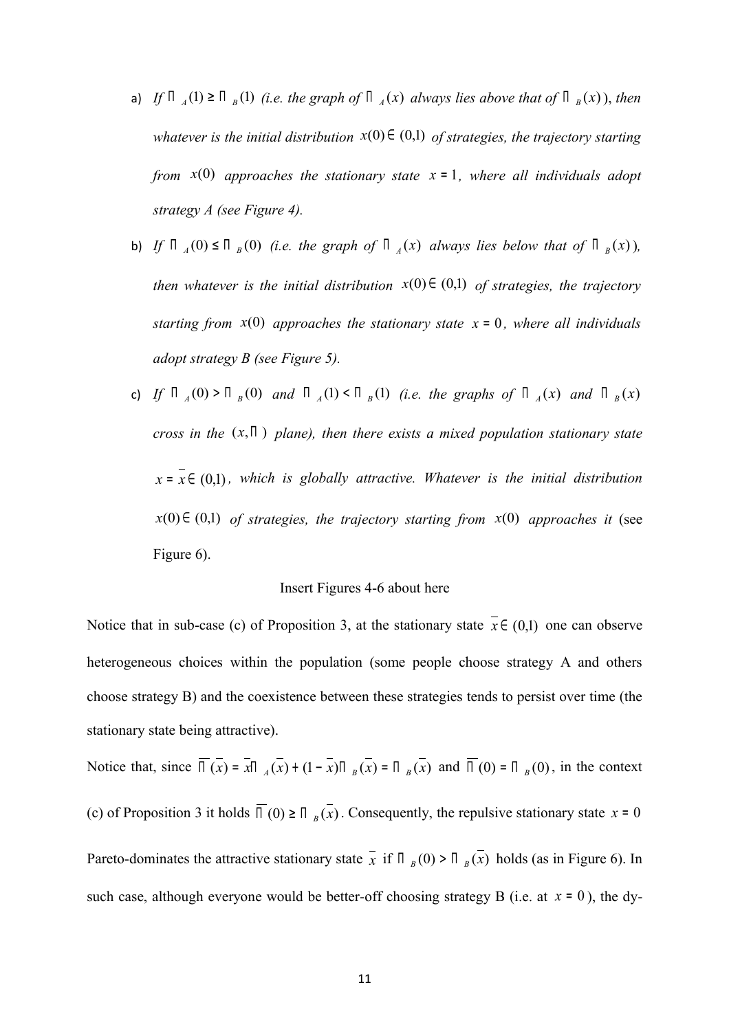a) *If $\Pi_A(1) \geq \Pi_B(1)$ (i.e. the graph of $\Pi_A(x)$ always lies above that of $\Pi_B(x)$), then whatever is the initial distribution $x(0) \in (0,1)$ of strategies, the trajectory starting from $x(0)$ approaches the stationary state $x = 1$, where all individuals adopt strategy A (see Figure 4).*

b) *If $\Pi_A(0) \leq \Pi_B(0)$ (i.e. the graph of $\Pi_A(x)$ always lies below that of $\Pi_B(x)$), then whatever is the initial distribution $x(0) \in (0,1)$ of strategies, the trajectory starting from $x(0)$ approaches the stationary state $x = 0$, where all individuals adopt strategy B (see Figure 5).*

c) *If $\Pi_A(0) > \Pi_B(0)$ and $\Pi_A(1) < \Pi_B(1)$ (i.e. the graphs of $\Pi_A(x)$ and $\Pi_B(x)$ cross in the $(x,\Pi)$ plane), then there exists a mixed population stationary state $x = \bar{x} \in (0,1)$, which is globally attractive. Whatever is the initial distribution $x(0) \in (0,1)$ of strategies, the trajectory starting from $x(0)$ approaches it* (see Figure 6).

Insert Figures 4-6 about here

Notice that in sub-case (c) of Proposition 3, at the stationary state $\bar{x} \in (0,1)$ one can observe heterogeneous choices within the population (some people choose strategy A and others choose strategy B) and the coexistence between these strategies tends to persist over time (the stationary state being attractive).

Notice that, since $\overline{\Pi}(\bar{x}) = \bar{x}\Pi_A(\bar{x}) + (1-\bar{x})\Pi_B(\bar{x}) = \Pi_B(\bar{x})$ and $\overline{\Pi}(0) = \Pi_B(0)$, in the context (c) of Proposition 3 it holds $\overline{\Pi}(0) \geq \Pi_B(\bar{x})$. Consequently, the repulsive stationary state $x = 0$ Pareto-dominates the attractive stationary state $\bar{x}$ if $\Pi_B(0) > \Pi_B(\bar{x})$ holds (as in Figure 6). In such case, although everyone would be better-off choosing strategy B (i.e. at $x = 0$), the dy-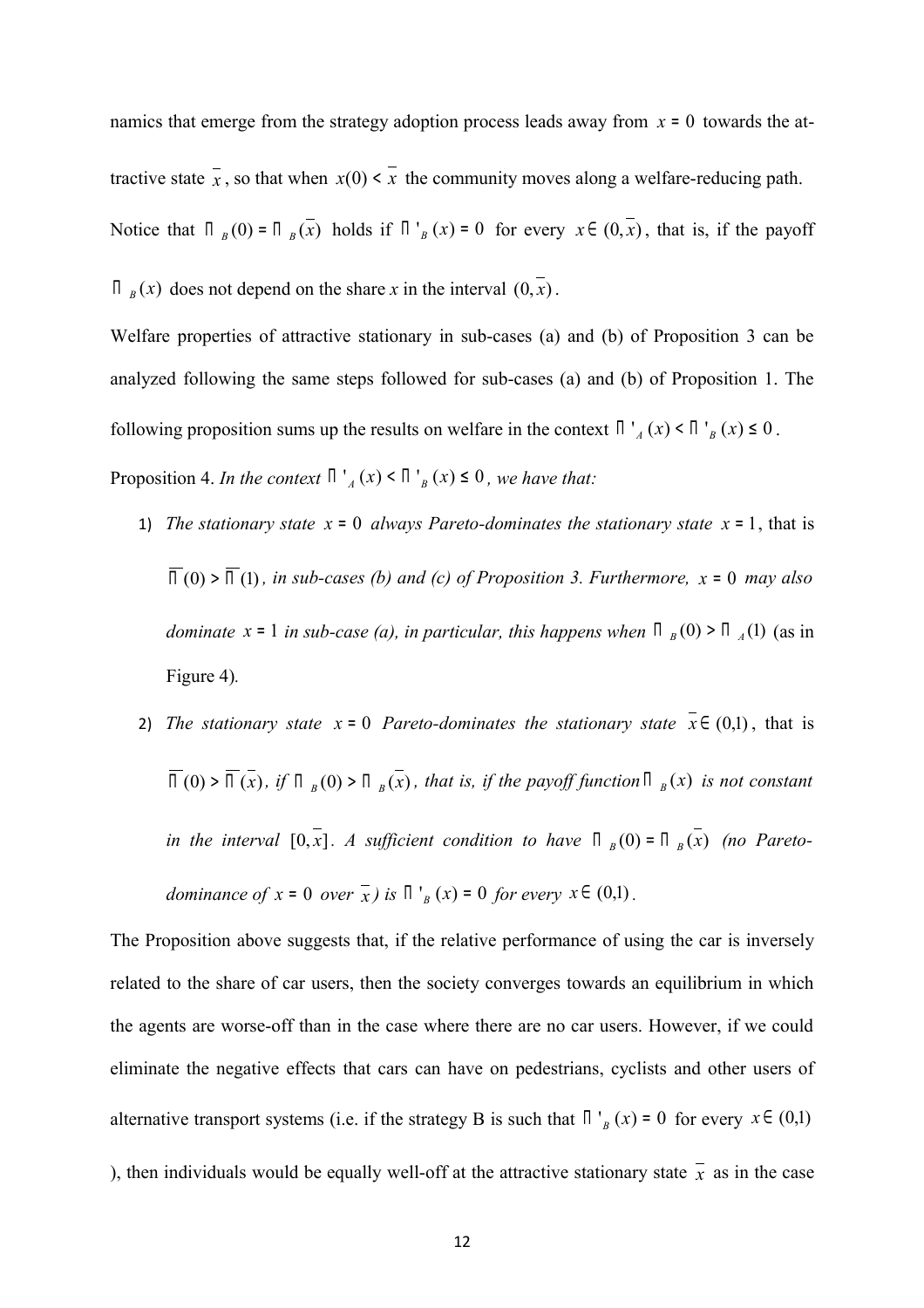namics that emerge from the strategy adoption process leads away from $x = 0$ towards the attractive state $\bar{x}$, so that when $x(0) < \bar{x}$ the community moves along a welfare-reducing path. Notice that $\Pi_B(0) = \Pi_B(\bar{x})$ holds if $\Pi'_B(x) = 0$ for every $x \in (0, \bar{x})$, that is, if the payoff $\Pi_B(x)$ does not depend on the share *x* in the interval $(0, \bar{x})$.

Welfare properties of attractive stationary in sub-cases (a) and (b) of Proposition 3 can be analyzed following the same steps followed for sub-cases (a) and (b) of Proposition 1. The following proposition sums up the results on welfare in the context $\Pi'_A(x) < \Pi'_B(x) \leq 0$.

Proposition 4. *In the context* $\Pi'_A(x) < \Pi'_B(x) \leq 0$*, we have that:*

1) *The stationary state* $x = 0$ *always Pareto-dominates the stationary state* $x = 1$, that is $\bar{\Pi}(0) > \bar{\Pi}(1)$*, in sub-cases (b) and (c) of Proposition 3. Furthermore,* $x = 0$ *may also dominate* $x = 1$ *in sub-case (a), in particular, this happens when* $\Pi_B(0) > \Pi_A(1)$ (as in Figure 4)*.*
2) *The stationary state* $x = 0$ *Pareto-dominates the stationary state* $\bar{x} \in (0,1)$, that is $\bar{\Pi}(0) > \bar{\Pi}(\bar{x})$*, if* $\Pi_B(0) > \Pi_B(\bar{x})$*, that is, if the payoff function* $\Pi_B(x)$ *is not constant in the interval* $[0, \bar{x}]$*. A sufficient condition to have* $\Pi_B(0) = \Pi_B(\bar{x})$ *(no Pareto-dominance of* $x = 0$ *over* $\bar{x}$*) is* $\Pi'_B(x) = 0$ *for every* $x \in (0,1)$.

The Proposition above suggests that, if the relative performance of using the car is inversely related to the share of car users, then the society converges towards an equilibrium in which the agents are worse-off than in the case where there are no car users. However, if we could eliminate the negative effects that cars can have on pedestrians, cyclists and other users of alternative transport systems (i.e. if the strategy B is such that $\Pi'_B(x) = 0$ for every $x \in (0,1)$ ), then individuals would be equally well-off at the attractive stationary state $\bar{x}$ as in the case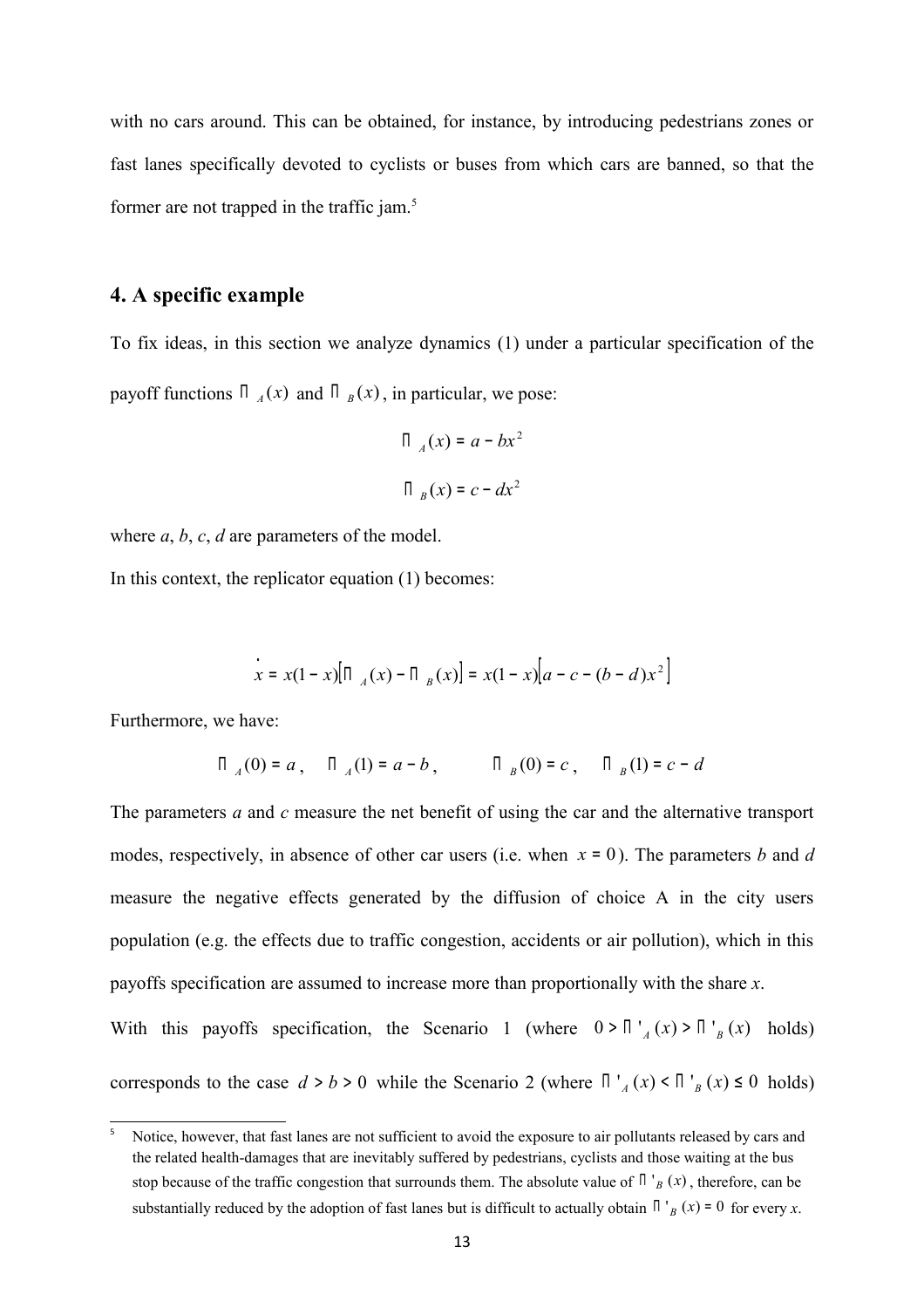with no cars around. This can be obtained, for instance, by introducing pedestrians zones or fast lanes specifically devoted to cyclists or buses from which cars are banned, so that the former are not trapped in the traffic jam.[5]

## 4. A specific example

To fix ideas, in this section we analyze dynamics (1) under a particular specification of the payoff functions $\Pi_A(x)$ and $\Pi_B(x)$, in particular, we pose:

$$\Pi_A(x) = a - bx^2$$

$$\Pi_B(x) = c - dx^2$$

where *a*, *b*, *c*, *d* are parameters of the model.

In this context, the replicator equation (1) becomes:

$$\dot{x} = x(1-x)\left[\Pi_A(x) - \Pi_B(x)\right] = x(1-x)\left[a - c - (b-d)x^2\right]$$

Furthermore, we have:

$$\Pi_A(0) = a, \quad \Pi_A(1) = a - b, \qquad \Pi_B(0) = c, \quad \Pi_B(1) = c - d$$

The parameters *a* and *c* measure the net benefit of using the car and the alternative transport modes, respectively, in absence of other car users (i.e. when $x = 0$). The parameters *b* and *d* measure the negative effects generated by the diffusion of choice A in the city users population (e.g. the effects due to traffic congestion, accidents or air pollution), which in this payoffs specification are assumed to increase more than proportionally with the share *x*.

With this payoffs specification, the Scenario 1 (where $0 > \Pi'_A(x) > \Pi'_B(x)$ holds) corresponds to the case $d > b > 0$ while the Scenario 2 (where $\Pi'_A(x) < \Pi'_B(x) \leq 0$ holds)

[5] Notice, however, that fast lanes are not sufficient to avoid the exposure to air pollutants released by cars and the related health-damages that are inevitably suffered by pedestrians, cyclists and those waiting at the bus stop because of the traffic congestion that surrounds them. The absolute value of $\Pi'_B(x)$, therefore, can be substantially reduced by the adoption of fast lanes but is difficult to actually obtain $\Pi'_B(x) = 0$ for every *x*.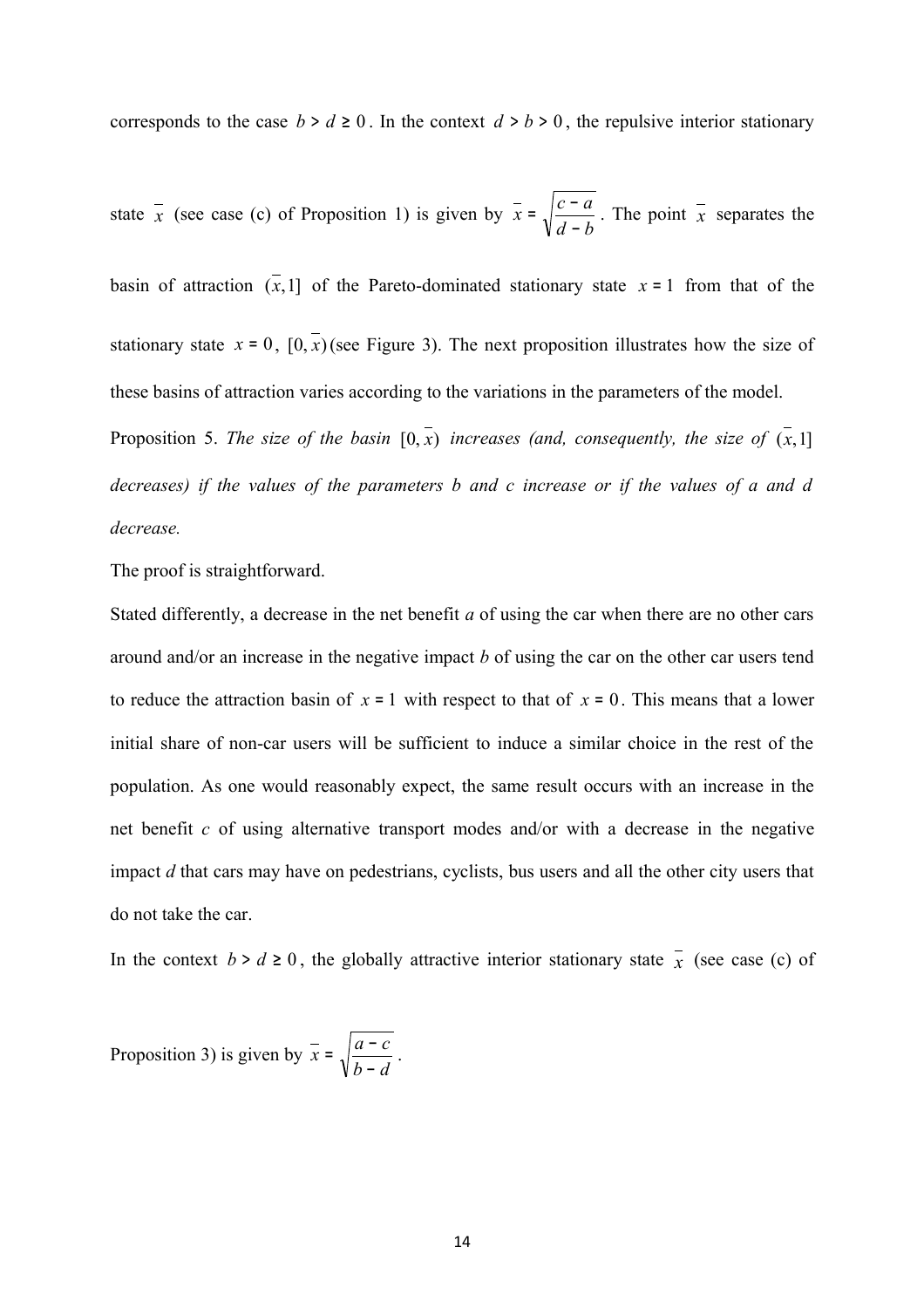corresponds to the case $b > d \geq 0$. In the context $d > b > 0$, the repulsive interior stationary state $\bar{x}$ (see case (c) of Proposition 1) is given by $\bar{x} = \sqrt{\frac{c-a}{d-b}}$. The point $\bar{x}$ separates the basin of attraction $(\bar{x}, 1]$ of the Pareto-dominated stationary state $x = 1$ from that of the stationary state $x = 0$, $[0, \bar{x})$ (see Figure 3). The next proposition illustrates how the size of these basins of attraction varies according to the variations in the parameters of the model.

Proposition 5. *The size of the basin* $[0, \bar{x})$ *increases (and, consequently, the size of* $(\bar{x}, 1]$ *decreases) if the values of the parameters b and c increase or if the values of a and d decrease.*

The proof is straightforward.

Stated differently, a decrease in the net benefit *a* of using the car when there are no other cars around and/or an increase in the negative impact *b* of using the car on the other car users tend to reduce the attraction basin of $x = 1$ with respect to that of $x = 0$. This means that a lower initial share of non-car users will be sufficient to induce a similar choice in the rest of the population. As one would reasonably expect, the same result occurs with an increase in the net benefit *c* of using alternative transport modes and/or with a decrease in the negative impact *d* that cars may have on pedestrians, cyclists, bus users and all the other city users that do not take the car.

In the context $b > d \geq 0$, the globally attractive interior stationary state $\bar{x}$ (see case (c) of Proposition 3) is given by $\bar{x} = \sqrt{\frac{a-c}{b-d}}$.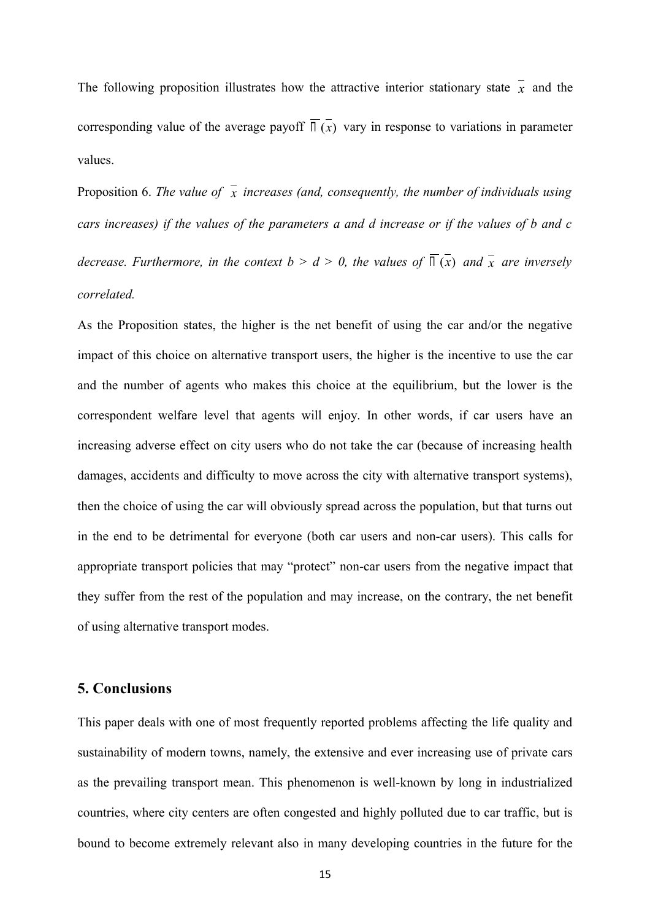The following proposition illustrates how the attractive interior stationary state $\bar{x}$ and the corresponding value of the average payoff $\bar{\Pi}(\bar{x})$ vary in response to variations in parameter values.

Proposition 6. *The value of* $\bar{x}$ *increases (and, consequently, the number of individuals using cars increases) if the values of the parameters a and d increase or if the values of b and c decrease. Furthermore, in the context* $b > d > 0$*, the values of* $\bar{\Pi}(\bar{x})$ *and* $\bar{x}$ *are inversely correlated.*

As the Proposition states, the higher is the net benefit of using the car and/or the negative impact of this choice on alternative transport users, the higher is the incentive to use the car and the number of agents who makes this choice at the equilibrium, but the lower is the correspondent welfare level that agents will enjoy. In other words, if car users have an increasing adverse effect on city users who do not take the car (because of increasing health damages, accidents and difficulty to move across the city with alternative transport systems), then the choice of using the car will obviously spread across the population, but that turns out in the end to be detrimental for everyone (both car users and non-car users). This calls for appropriate transport policies that may "protect" non-car users from the negative impact that they suffer from the rest of the population and may increase, on the contrary, the net benefit of using alternative transport modes.

## 5. Conclusions

This paper deals with one of most frequently reported problems affecting the life quality and sustainability of modern towns, namely, the extensive and ever increasing use of private cars as the prevailing transport mean. This phenomenon is well-known by long in industrialized countries, where city centers are often congested and highly polluted due to car traffic, but is bound to become extremely relevant also in many developing countries in the future for the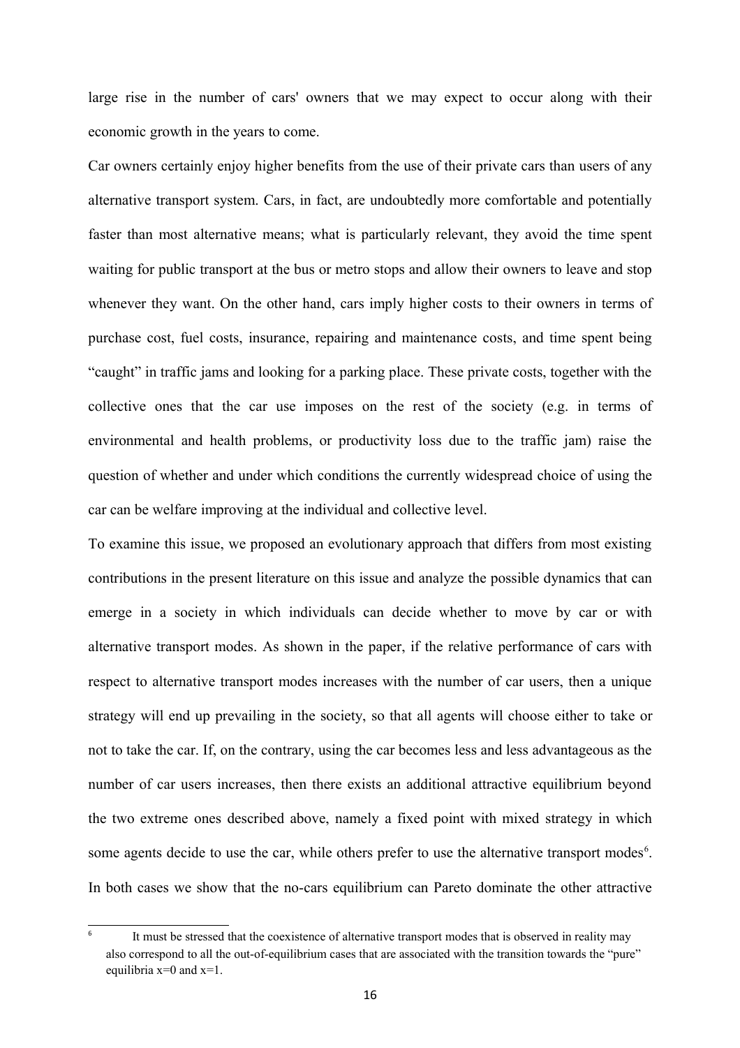large rise in the number of cars' owners that we may expect to occur along with their economic growth in the years to come.

Car owners certainly enjoy higher benefits from the use of their private cars than users of any alternative transport system. Cars, in fact, are undoubtedly more comfortable and potentially faster than most alternative means; what is particularly relevant, they avoid the time spent waiting for public transport at the bus or metro stops and allow their owners to leave and stop whenever they want. On the other hand, cars imply higher costs to their owners in terms of purchase cost, fuel costs, insurance, repairing and maintenance costs, and time spent being "caught" in traffic jams and looking for a parking place. These private costs, together with the collective ones that the car use imposes on the rest of the society (e.g. in terms of environmental and health problems, or productivity loss due to the traffic jam) raise the question of whether and under which conditions the currently widespread choice of using the car can be welfare improving at the individual and collective level.

To examine this issue, we proposed an evolutionary approach that differs from most existing contributions in the present literature on this issue and analyze the possible dynamics that can emerge in a society in which individuals can decide whether to move by car or with alternative transport modes. As shown in the paper, if the relative performance of cars with respect to alternative transport modes increases with the number of car users, then a unique strategy will end up prevailing in the society, so that all agents will choose either to take or not to take the car. If, on the contrary, using the car becomes less and less advantageous as the number of car users increases, then there exists an additional attractive equilibrium beyond the two extreme ones described above, namely a fixed point with mixed strategy in which some agents decide to use the car, while others prefer to use the alternative transport modes[6]. In both cases we show that the no-cars equilibrium can Pareto dominate the other attractive

[6] It must be stressed that the coexistence of alternative transport modes that is observed in reality may also correspond to all the out-of-equilibrium cases that are associated with the transition towards the "pure" equilibria $x=0$ and $x=1$.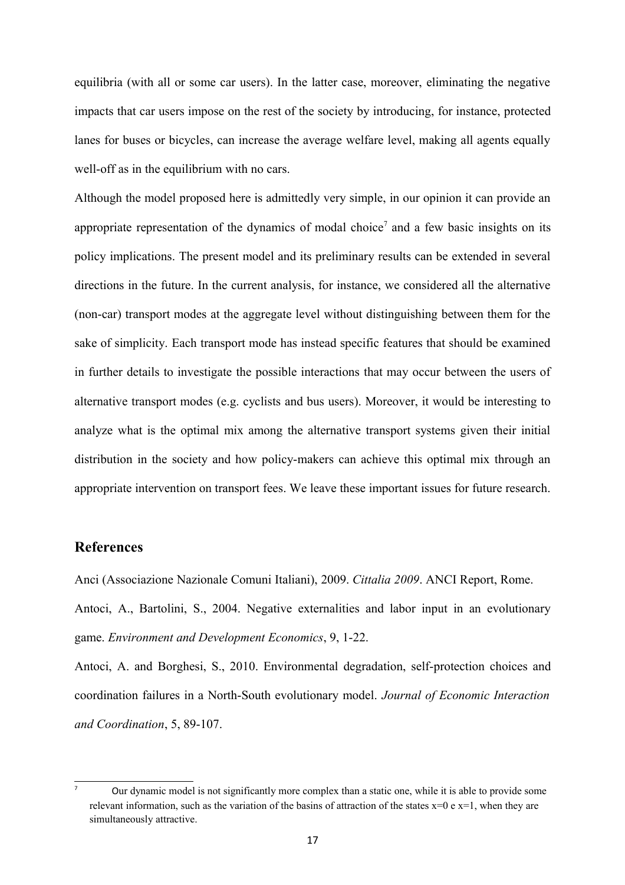equilibria (with all or some car users). In the latter case, moreover, eliminating the negative impacts that car users impose on the rest of the society by introducing, for instance, protected lanes for buses or bicycles, can increase the average welfare level, making all agents equally well-off as in the equilibrium with no cars.

Although the model proposed here is admittedly very simple, in our opinion it can provide an appropriate representation of the dynamics of modal choice[7] and a few basic insights on its policy implications. The present model and its preliminary results can be extended in several directions in the future. In the current analysis, for instance, we considered all the alternative (non-car) transport modes at the aggregate level without distinguishing between them for the sake of simplicity. Each transport mode has instead specific features that should be examined in further details to investigate the possible interactions that may occur between the users of alternative transport modes (e.g. cyclists and bus users). Moreover, it would be interesting to analyze what is the optimal mix among the alternative transport systems given their initial distribution in the society and how policy-makers can achieve this optimal mix through an appropriate intervention on transport fees. We leave these important issues for future research.

## References

Anci (Associazione Nazionale Comuni Italiani), 2009. *Cittalia 2009*. ANCI Report, Rome.

Antoci, A., Bartolini, S., 2004. Negative externalities and labor input in an evolutionary game. *Environment and Development Economics*, 9, 1-22.

Antoci, A. and Borghesi, S., 2010. Environmental degradation, self-protection choices and coordination failures in a North-South evolutionary model. *Journal of Economic Interaction and Coordination*, 5, 89-107.

[7] Our dynamic model is not significantly more complex than a static one, while it is able to provide some relevant information, such as the variation of the basins of attraction of the states $x=0$ e $x=1$, when they are simultaneously attractive.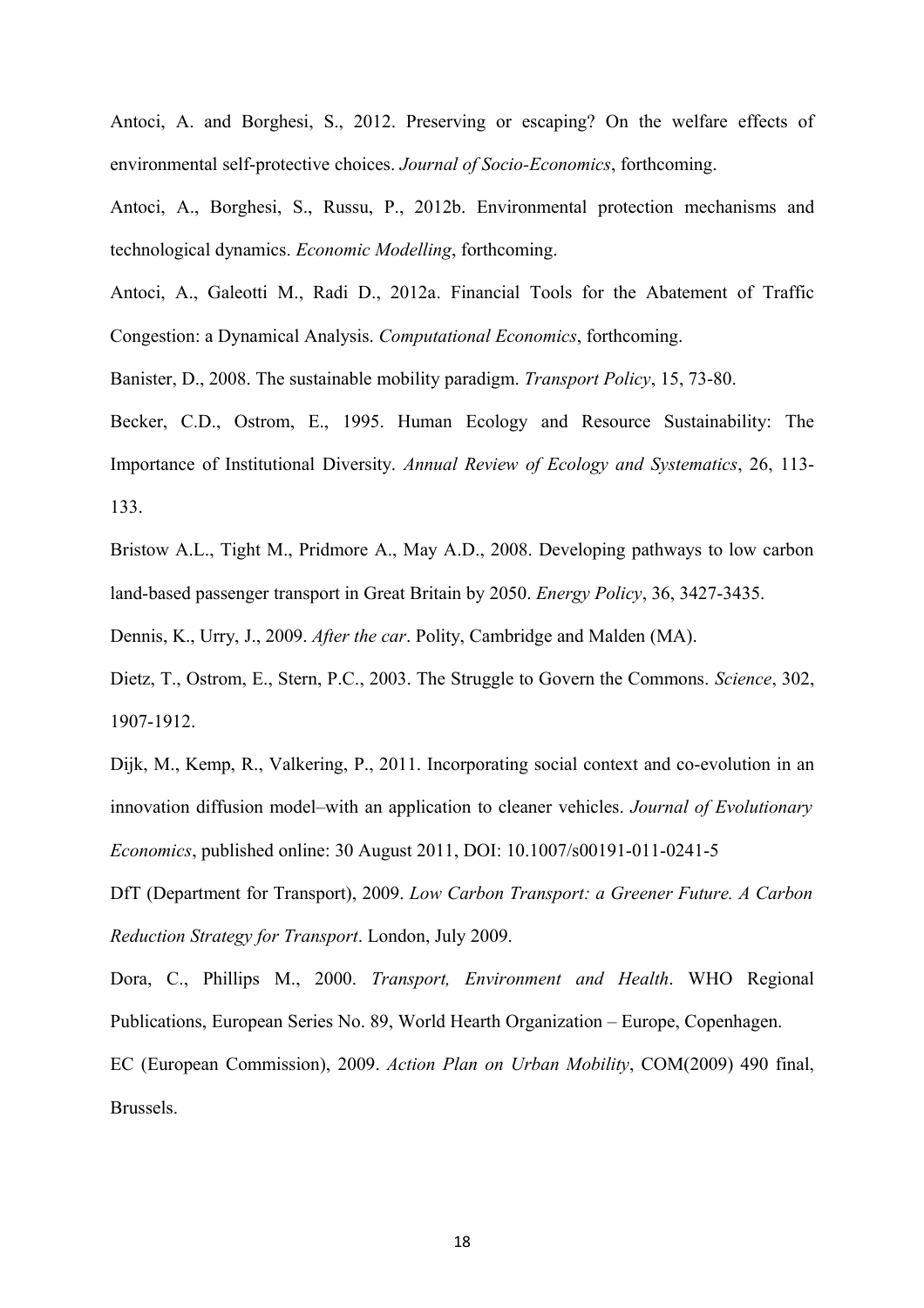Antoci, A. and Borghesi, S., 2012. Preserving or escaping? On the welfare effects of environmental self-protective choices. *Journal of Socio-Economics*, forthcoming.

Antoci, A., Borghesi, S., Russu, P., 2012b. Environmental protection mechanisms and technological dynamics. *Economic Modelling*, forthcoming.

Antoci, A., Galeotti M., Radi D., 2012a. Financial Tools for the Abatement of Traffic Congestion: a Dynamical Analysis. *Computational Economics*, forthcoming.

Banister, D., 2008. The sustainable mobility paradigm. *Transport Policy*, 15, 73-80.

Becker, C.D., Ostrom, E., 1995. Human Ecology and Resource Sustainability: The Importance of Institutional Diversity. *Annual Review of Ecology and Systematics*, 26, 113-133.

Bristow A.L., Tight M., Pridmore A., May A.D., 2008. Developing pathways to low carbon land-based passenger transport in Great Britain by 2050. *Energy Policy*, 36, 3427-3435.

Dennis, K., Urry, J., 2009. *After the car*. Polity, Cambridge and Malden (MA).

Dietz, T., Ostrom, E., Stern, P.C., 2003. The Struggle to Govern the Commons. *Science*, 302, 1907-1912.

Dijk, M., Kemp, R., Valkering, P., 2011. Incorporating social context and co-evolution in an innovation diffusion model–with an application to cleaner vehicles. *Journal of Evolutionary Economics*, published online: 30 August 2011, DOI: 10.1007/s00191-011-0241-5

DfT (Department for Transport), 2009. *Low Carbon Transport: a Greener Future. A Carbon Reduction Strategy for Transport*. London, July 2009.

Dora, C., Phillips M., 2000. *Transport, Environment and Health*. WHO Regional Publications, European Series No. 89, World Hearth Organization – Europe, Copenhagen.

EC (European Commission), 2009. *Action Plan on Urban Mobility*, COM(2009) 490 final, Brussels.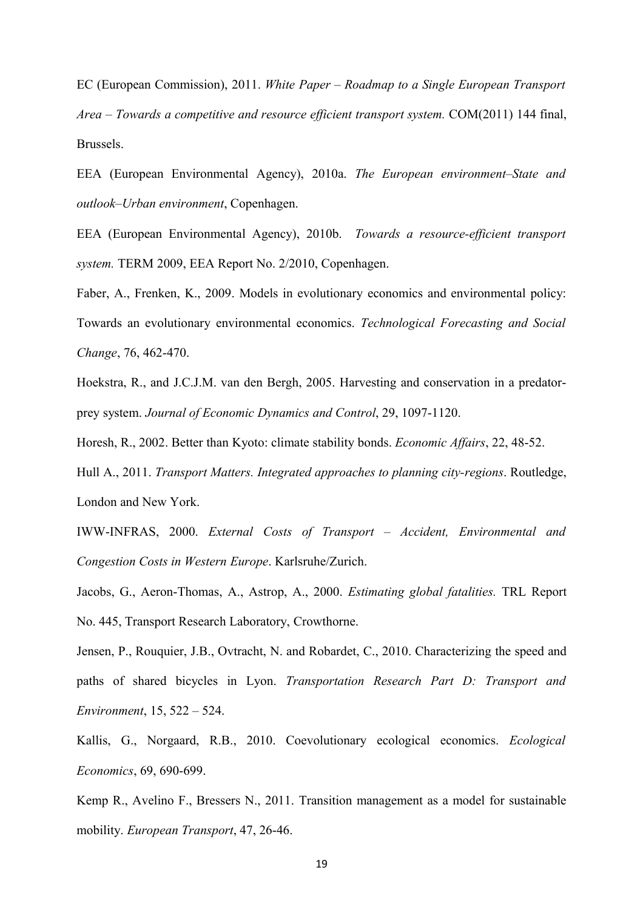EC (European Commission), 2011. *White Paper – Roadmap to a Single European Transport Area – Towards a competitive and resource efficient transport system.* COM(2011) 144 final, Brussels.

EEA (European Environmental Agency), 2010a. *The European environment–State and outlook–Urban environment*, Copenhagen.

EEA (European Environmental Agency), 2010b. *Towards a resource-efficient transport system.* TERM 2009, EEA Report No. 2/2010, Copenhagen.

Faber, A., Frenken, K., 2009. Models in evolutionary economics and environmental policy: Towards an evolutionary environmental economics. *Technological Forecasting and Social Change*, 76, 462-470.

Hoekstra, R., and J.C.J.M. van den Bergh, 2005. Harvesting and conservation in a predator-prey system. *Journal of Economic Dynamics and Control*, 29, 1097-1120.

Horesh, R., 2002. Better than Kyoto: climate stability bonds. *Economic Affairs*, 22, 48-52.

Hull A., 2011. *Transport Matters. Integrated approaches to planning city-regions*. Routledge, London and New York.

IWW-INFRAS, 2000. *External Costs of Transport – Accident, Environmental and Congestion Costs in Western Europe*. Karlsruhe/Zurich.

Jacobs, G., Aeron-Thomas, A., Astrop, A., 2000. *Estimating global fatalities.* TRL Report No. 445, Transport Research Laboratory, Crowthorne.

Jensen, P., Rouquier, J.B., Ovtracht, N. and Robardet, C., 2010. Characterizing the speed and paths of shared bicycles in Lyon. *Transportation Research Part D: Transport and Environment*, 15, 522 – 524.

Kallis, G., Norgaard, R.B., 2010. Coevolutionary ecological economics. *Ecological Economics*, 69, 690-699.

Kemp R., Avelino F., Bressers N., 2011. Transition management as a model for sustainable mobility. *European Transport*, 47, 26-46.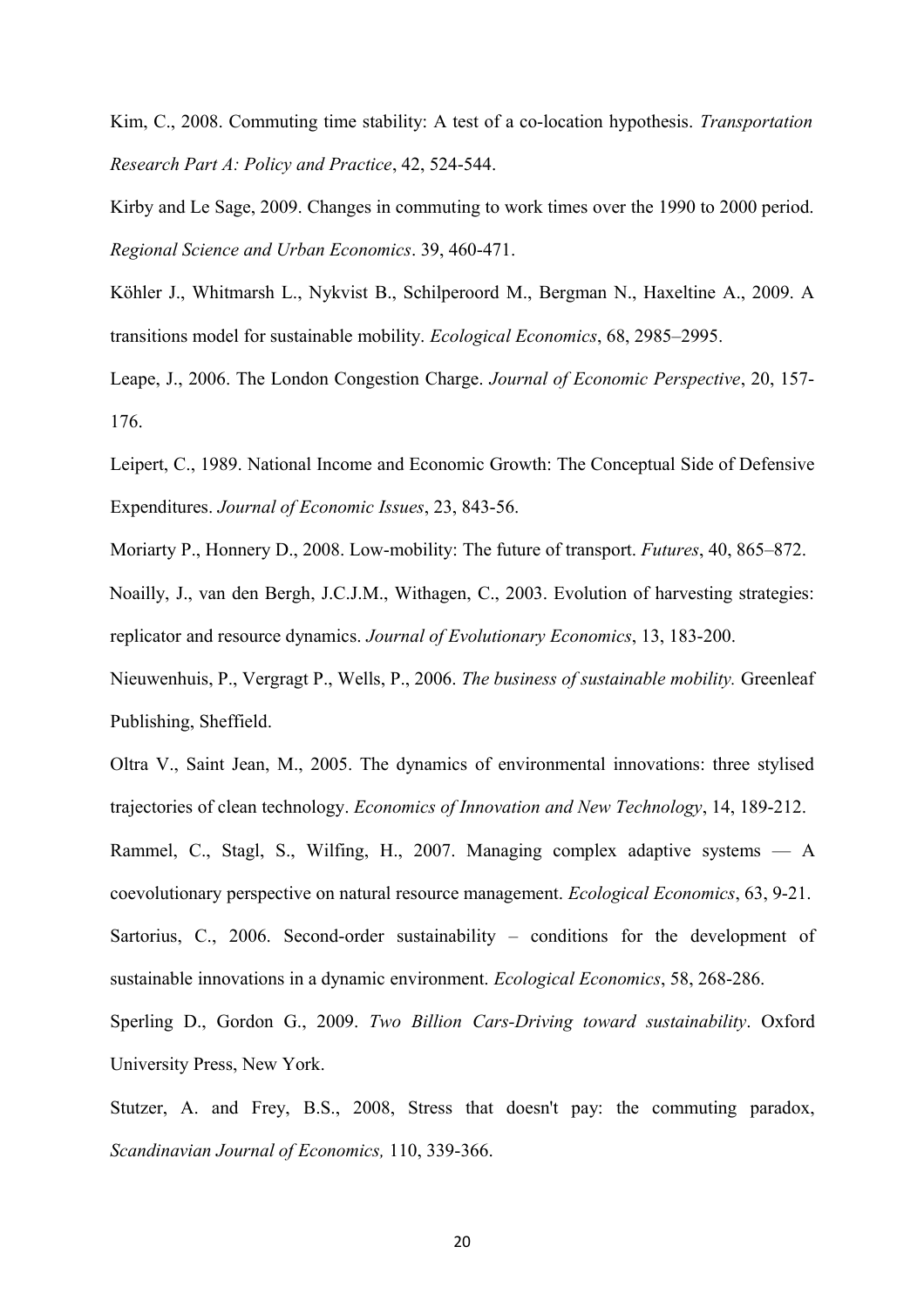Kim, C., 2008. Commuting time stability: A test of a co-location hypothesis. *Transportation Research Part A: Policy and Practice*, 42, 524-544.

Kirby and Le Sage, 2009. Changes in commuting to work times over the 1990 to 2000 period. *Regional Science and Urban Economics*. 39, 460-471.

Köhler J., Whitmarsh L., Nykvist B., Schilperoord M., Bergman N., Haxeltine A., 2009. A transitions model for sustainable mobility. *Ecological Economics*, 68, 2985–2995.

Leape, J., 2006. The London Congestion Charge. *Journal of Economic Perspective*, 20, 157-176.

Leipert, C., 1989. National Income and Economic Growth: The Conceptual Side of Defensive Expenditures. *Journal of Economic Issues*, 23, 843-56.

Moriarty P., Honnery D., 2008. Low-mobility: The future of transport. *Futures*, 40, 865–872.

Noailly, J., van den Bergh, J.C.J.M., Withagen, C., 2003. Evolution of harvesting strategies: replicator and resource dynamics. *Journal of Evolutionary Economics*, 13, 183-200.

Nieuwenhuis, P., Vergragt P., Wells, P., 2006. *The business of sustainable mobility.* Greenleaf Publishing, Sheffield.

Oltra V., Saint Jean, M., 2005. The dynamics of environmental innovations: three stylised trajectories of clean technology. *Economics of Innovation and New Technology*, 14, 189-212.

Rammel, C., Stagl, S., Wilfing, H., 2007. Managing complex adaptive systems — A coevolutionary perspective on natural resource management. *Ecological Economics*, 63, 9-21.

Sartorius, C., 2006. Second-order sustainability – conditions for the development of sustainable innovations in a dynamic environment. *Ecological Economics*, 58, 268-286.

Sperling D., Gordon G., 2009. *Two Billion Cars-Driving toward sustainability*. Oxford University Press, New York.

Stutzer, A. and Frey, B.S., 2008, Stress that doesn't pay: the commuting paradox, *Scandinavian Journal of Economics,* 110, 339-366.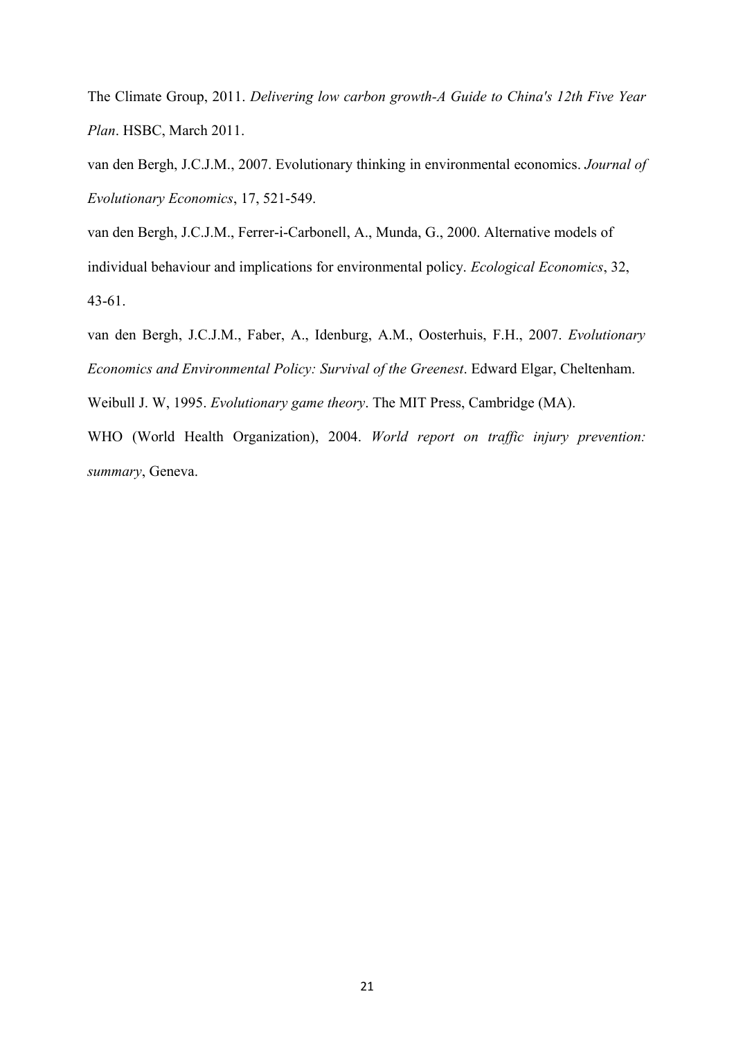The Climate Group, 2011. *Delivering low carbon growth-A Guide to China's 12th Five Year Plan*. HSBC, March 2011.

van den Bergh, J.C.J.M., 2007. Evolutionary thinking in environmental economics. *Journal of Evolutionary Economics*, 17, 521-549.

van den Bergh, J.C.J.M., Ferrer-i-Carbonell, A., Munda, G., 2000. Alternative models of individual behaviour and implications for environmental policy. *Ecological Economics*, 32, 43-61.

van den Bergh, J.C.J.M., Faber, A., Idenburg, A.M., Oosterhuis, F.H., 2007. *Evolutionary Economics and Environmental Policy: Survival of the Greenest*. Edward Elgar, Cheltenham.

Weibull J. W, 1995. *Evolutionary game theory*. The MIT Press, Cambridge (MA).

WHO (World Health Organization), 2004. *World report on traffic injury prevention: summary*, Geneva.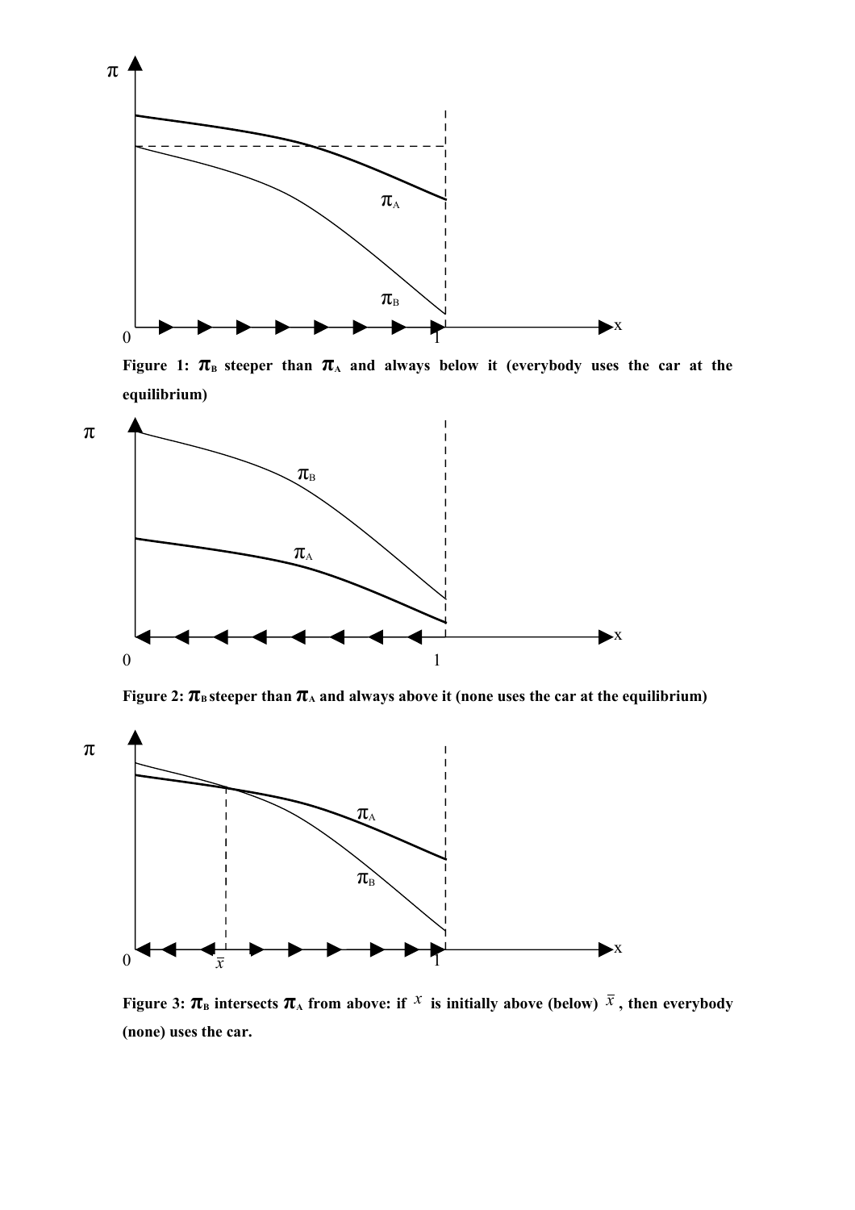**Figure 1: $\pi_B$ steeper than $\pi_A$ and always below it (everybody uses the car at the equilibrium)**

**Figure 2: $\pi_B$ steeper than $\pi_A$ and always above it (none uses the car at the equilibrium)**

**Figure 3: $\pi_B$ intersects $\pi_A$ from above: if $x$ is initially above (below) $\bar{x}$, then everybody (none) uses the car.**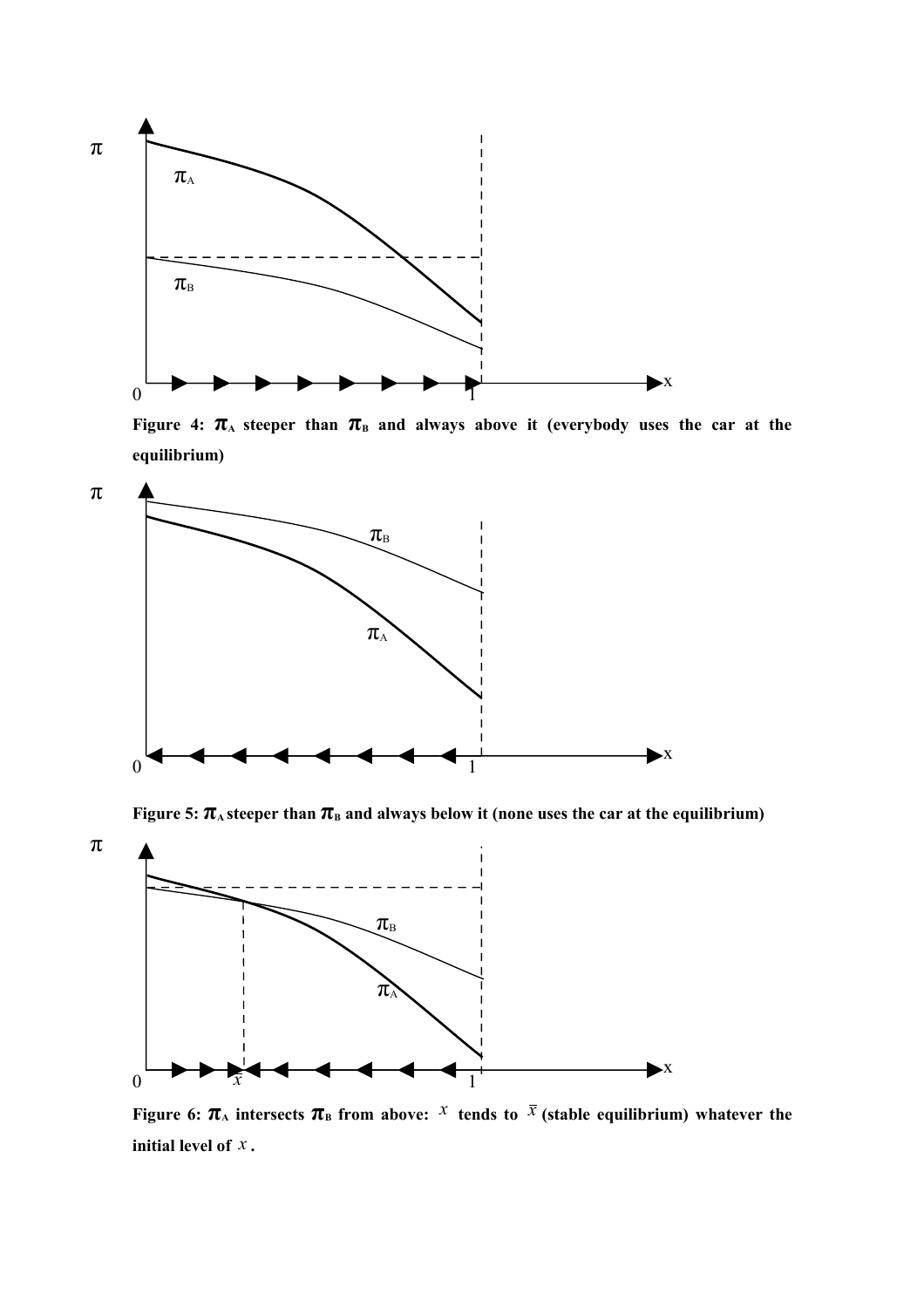π

$\pi_A$

$\pi_B$

0

1

x

**Figure 4: $\pi_A$ steeper than $\pi_B$ and always above it (everybody uses the car at the equilibrium)**

π

$\pi_B$

$\pi_A$

0

1

x

**Figure 5: $\pi_A$ steeper than $\pi_B$ and always below it (none uses the car at the equilibrium)**

π

$\pi_B$

$\pi_A$

0

$\bar{x}$

1

x

**Figure 6: $\pi_A$ intersects $\pi_B$ from above: $x$ tends to $\bar{x}$ (stable equilibrium) whatever the initial level of $x$.**